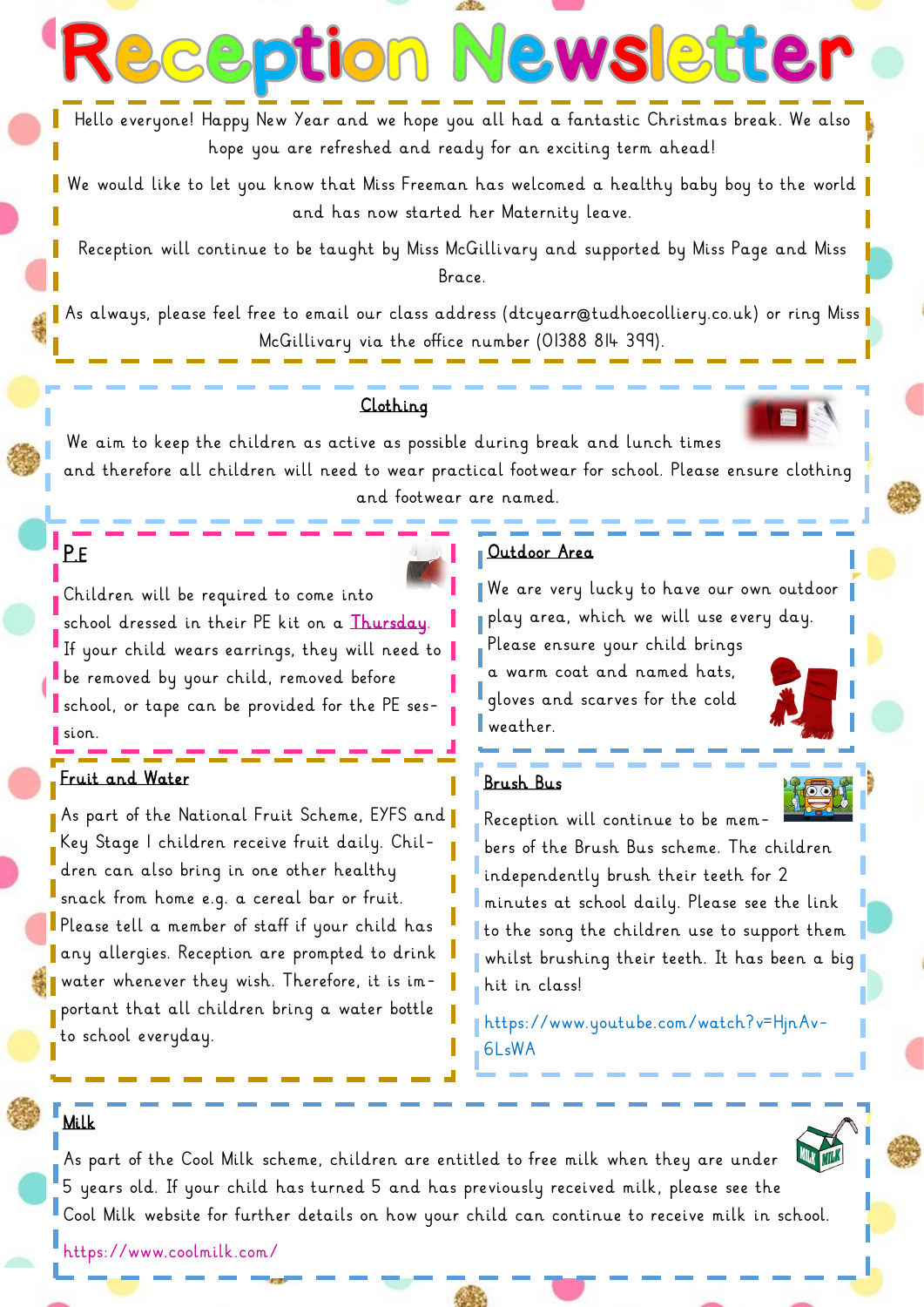# Reception Newsletter

Hello everyone! Happy New Year and we hope you all had a fantastic Christmas break. We also hope you are refreshed and ready for an exciting term ahead!

We would like to let you know that Miss Freeman has welcomed a healthy baby boy to the world and has now started her Maternity leave.

Reception will continue to be taught by Miss McGillivary and supported by Miss Page and Miss Brace.

As always, please feel free to email our class address (dtcyearr@tudhoecolliery.co.uk) or ring Miss McGillivary via the office number (01388 814 399).

## Clothing

We aim to keep the children as active as possible during break and lunch times and therefore all children will need to wear practical footwear for school. Please ensure clothing and footwear are named.

## P.E

Children will be required to come into school dressed in their PE kit on a Thursday. If your child wears earrings, they will need to be removed by your child, removed before school, or tape can be provided for the PE session.

## Outdoor Area

We are very lucky to have our own outdoor play area, which we will use every day. Please ensure your child brings a warm coat and named hats, gloves and scarves for the cold weather.

## Fruit and Water

As part of the National Fruit Scheme, EYFS and Key Stage 1 children receive fruit daily. Children can also bring in one other healthy snack from home e.g. a cereal bar or fruit. Please tell a member of staff if your child has any allergies. Reception are prompted to drink water whenever they wish. Therefore, it is important that all children bring a water bottle to school everyday.

## Brush Bus

Reception will continue to be members of the Brush Bus scheme. The children independently brush their teeth for 2 minutes at school daily. Please see the link to the song the children use to support them whilst brushing their teeth. It has been a big hit in class!

https://www.youtube.com/watch?v=HjnAv-6LsWA

## Milk

As part of the Cool Milk scheme, children are entitled to free milk when they are under 5 years old. If your child has turned 5 and has previously received milk, please see the Cool Milk website for further details on how your child can continue to receive milk in school.

https://www.coolmilk.com/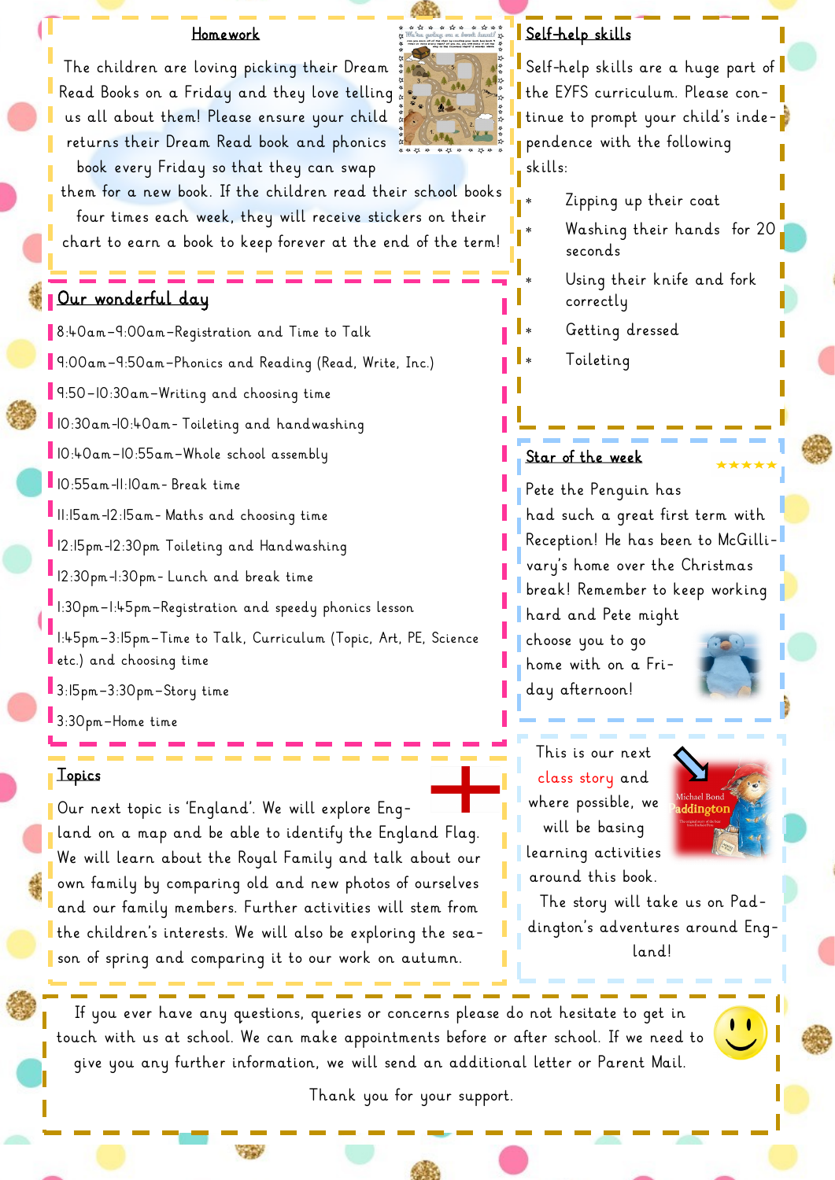## Homework

The children are loving picking their Dream Read Books on a Friday and they love telling us all about them! Please ensure your child returns their Dream Read book and phonics book every Friday so that they can swap them for a new book. If the children read their school books four times each week, they will receive stickers on their chart to earn a book to keep forever at the end of the term!

## Our wonderful day

8:40am–9:00am–Registration and Time to Talk

9:00am–9:50am–Phonics and Reading (Read, Write, Inc.)

9:50–10:30am–Writing and choosing time

10:30am-10:40am- Toileting and handwashing

10:40am–10:55am–Whole school assembly

10:55am-11:10am- Break time

11:15am-12:15am- Maths and choosing time

12:15pm-12:30pm Toileting and Handwashing

12:30pm-1:30pm- Lunch and break time

1:30pm–1:45pm–Registration and speedy phonics lesson

1:45pm–3:15pm–Time to Talk, Curriculum (Topic, Art, PE, Science etc.) and choosing time

3:15pm–3:30pm–Story time

3:30pm–Home time

## Topics

Our next topic is 'England'. We will explore England on a map and be able to identify the England Flag. We will learn about the Royal Family and talk about our own family by comparing old and new photos of ourselves and our family members. Further activities will stem from the children's interests. We will also be exploring the season of spring and comparing it to our work on autumn.

## Self-help skills

Self-help skills are a huge part of the EYFS curriculum. Please continue to prompt your child's independence with the following skills:

* Zipping up their coat
* Washing their hands for 20 seconds
* Using their knife and fork correctly
* Getting dressed
* Toileting

## Star of the week

Pete the Penguin has had such a great first term with Reception! He has been to McGillivary's home over the Christmas break! Remember to keep working hard and Pete might choose you to go home with on a Friday afternoon!

This is our next class story and where possible, we will be basing learning activities around this book.

The story will take us on Paddington's adventures around England!

If you ever have any questions, queries or concerns please do not hesitate to get in touch with us at school. We can make appointments before or after school. If we need to give you any further information, we will send an additional letter or Parent Mail.

Thank you for your support.